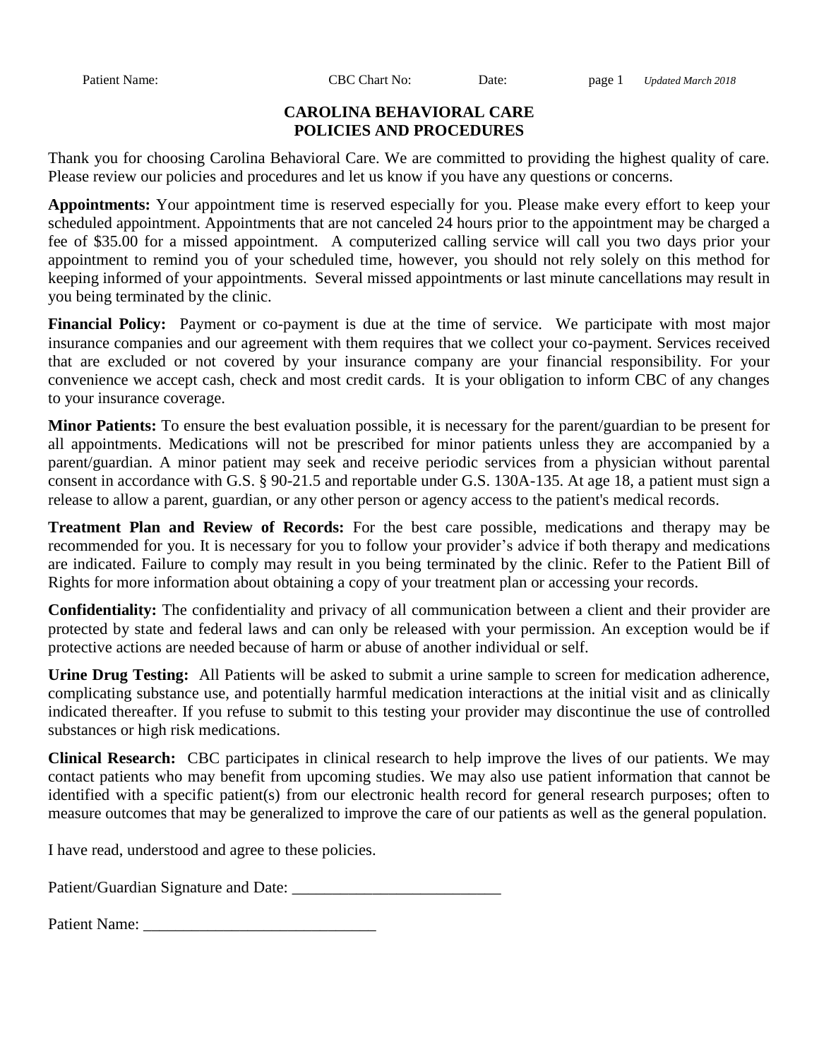# CAROLINA BEHAVIORAL CARE
# POLICIES AND PROCEDURES

Thank you for choosing Carolina Behavioral Care. We are committed to providing the highest quality of care. Please review our policies and procedures and let us know if you have any questions or concerns.

**Appointments:** Your appointment time is reserved especially for you. Please make every effort to keep your scheduled appointment. Appointments that are not canceled 24 hours prior to the appointment may be charged a fee of $35.00 for a missed appointment. A computerized calling service will call you two days prior your appointment to remind you of your scheduled time, however, you should not rely solely on this method for keeping informed of your appointments. Several missed appointments or last minute cancellations may result in you being terminated by the clinic.

**Financial Policy:** Payment or co-payment is due at the time of service. We participate with most major insurance companies and our agreement with them requires that we collect your co-payment. Services received that are excluded or not covered by your insurance company are your financial responsibility. For your convenience we accept cash, check and most credit cards. It is your obligation to inform CBC of any changes to your insurance coverage.

**Minor Patients:** To ensure the best evaluation possible, it is necessary for the parent/guardian to be present for all appointments. Medications will not be prescribed for minor patients unless they are accompanied by a parent/guardian. A minor patient may seek and receive periodic services from a physician without parental consent in accordance with G.S. § 90-21.5 and reportable under G.S. 130A-135. At age 18, a patient must sign a release to allow a parent, guardian, or any other person or agency access to the patient's medical records.

**Treatment Plan and Review of Records:** For the best care possible, medications and therapy may be recommended for you. It is necessary for you to follow your provider's advice if both therapy and medications are indicated. Failure to comply may result in you being terminated by the clinic. Refer to the Patient Bill of Rights for more information about obtaining a copy of your treatment plan or accessing your records.

**Confidentiality:** The confidentiality and privacy of all communication between a client and their provider are protected by state and federal laws and can only be released with your permission. An exception would be if protective actions are needed because of harm or abuse of another individual or self.

**Urine Drug Testing:** All Patients will be asked to submit a urine sample to screen for medication adherence, complicating substance use, and potentially harmful medication interactions at the initial visit and as clinically indicated thereafter. If you refuse to submit to this testing your provider may discontinue the use of controlled substances or high risk medications.

**Clinical Research:** CBC participates in clinical research to help improve the lives of our patients. We may contact patients who may benefit from upcoming studies. We may also use patient information that cannot be identified with a specific patient(s) from our electronic health record for general research purposes; often to measure outcomes that may be generalized to improve the care of our patients as well as the general population.

I have read, understood and agree to these policies.

Patient/Guardian Signature and Date: __________________________

Patient Name: ____________________________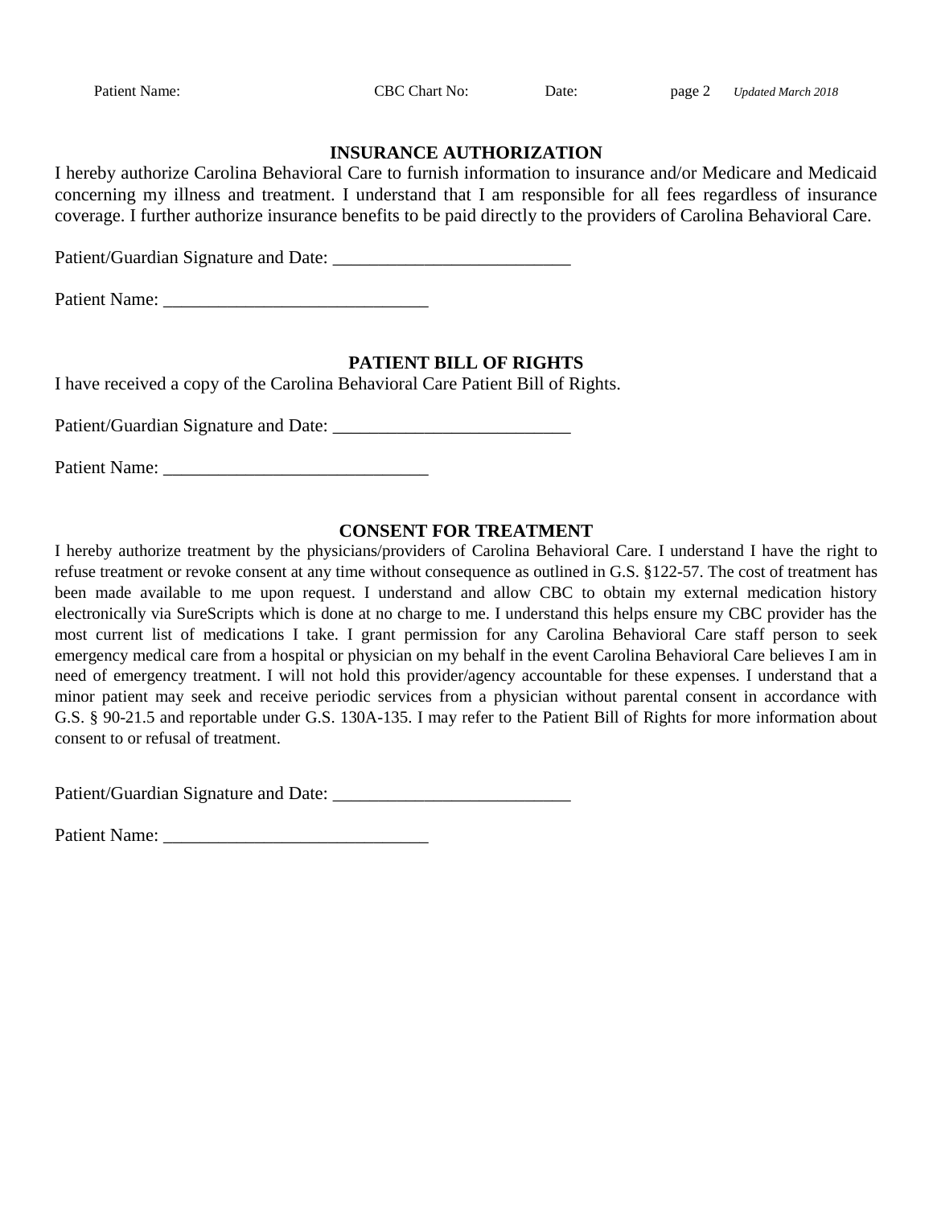## INSURANCE AUTHORIZATION

I hereby authorize Carolina Behavioral Care to furnish information to insurance and/or Medicare and Medicaid concerning my illness and treatment. I understand that I am responsible for all fees regardless of insurance coverage. I further authorize insurance benefits to be paid directly to the providers of Carolina Behavioral Care.

Patient/Guardian Signature and Date: __________________________

Patient Name: _____________________________

## PATIENT BILL OF RIGHTS

I have received a copy of the Carolina Behavioral Care Patient Bill of Rights.

Patient/Guardian Signature and Date: __________________________

Patient Name: _____________________________

## CONSENT FOR TREATMENT

I hereby authorize treatment by the physicians/providers of Carolina Behavioral Care. I understand I have the right to refuse treatment or revoke consent at any time without consequence as outlined in G.S. §122-57. The cost of treatment has been made available to me upon request. I understand and allow CBC to obtain my external medication history electronically via SureScripts which is done at no charge to me. I understand this helps ensure my CBC provider has the most current list of medications I take. I grant permission for any Carolina Behavioral Care staff person to seek emergency medical care from a hospital or physician on my behalf in the event Carolina Behavioral Care believes I am in need of emergency treatment. I will not hold this provider/agency accountable for these expenses. I understand that a minor patient may seek and receive periodic services from a physician without parental consent in accordance with G.S. § 90-21.5 and reportable under G.S. 130A-135. I may refer to the Patient Bill of Rights for more information about consent to or refusal of treatment.

Patient/Guardian Signature and Date: __________________________

Patient Name: _____________________________